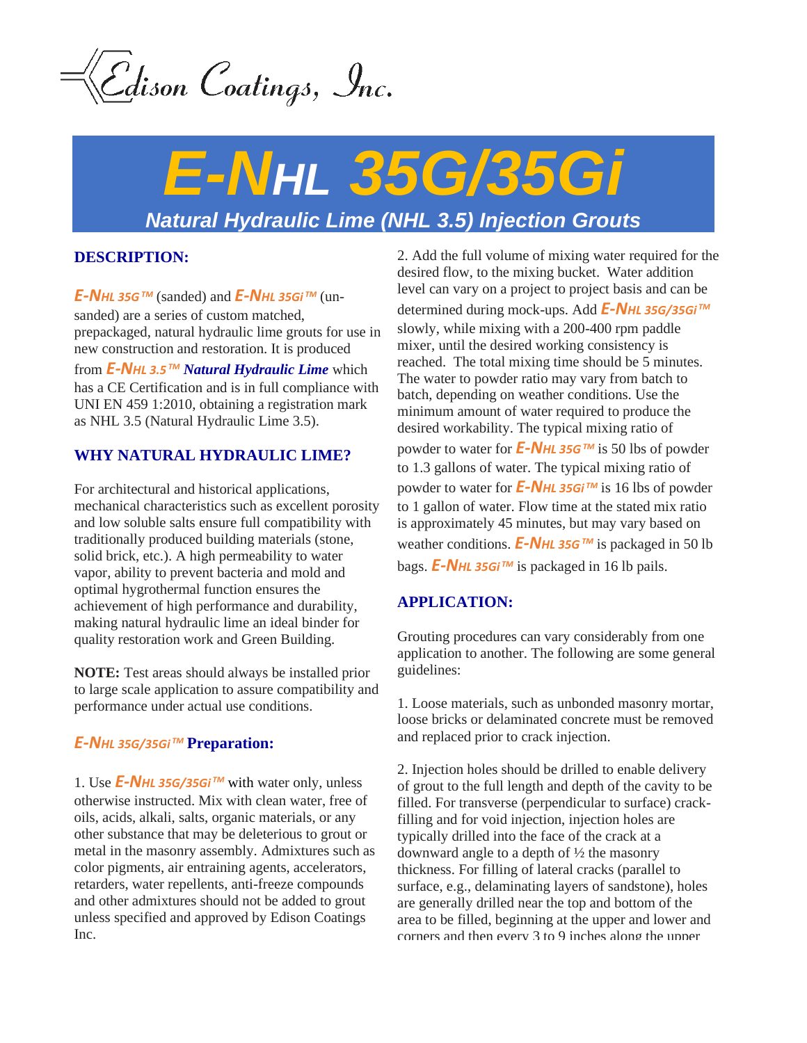Edison Coatings, Inc.

# E-NHL 35G/35Gi

## Natural Hydraulic Lime (NHL 3.5) Injection Grouts

### DESCRIPTION:

***E-NHL 35G™*** (sanded) and ***E-NHL 35Gi™*** (un-sanded) are a series of custom matched, prepackaged, natural hydraulic lime grouts for use in new construction and restoration. It is produced from ***E-NHL 3.5™ Natural Hydraulic Lime*** which has a CE Certification and is in full compliance with UNI EN 459 1:2010, obtaining a registration mark as NHL 3.5 (Natural Hydraulic Lime 3.5).

### WHY NATURAL HYDRAULIC LIME?

For architectural and historical applications, mechanical characteristics such as excellent porosity and low soluble salts ensure full compatibility with traditionally produced building materials (stone, solid brick, etc.). A high permeability to water vapor, ability to prevent bacteria and mold and optimal hygrothermal function ensures the achievement of high performance and durability, making natural hydraulic lime an ideal binder for quality restoration work and Green Building.

**NOTE:** Test areas should always be installed prior to large scale application to assure compatibility and performance under actual use conditions.

### *E-NHL 35G/35Gi™* Preparation:

1. Use ***E-NHL 35G/35Gi™*** with water only, unless otherwise instructed. Mix with clean water, free of oils, acids, alkali, salts, organic materials, or any other substance that may be deleterious to grout or metal in the masonry assembly. Admixtures such as color pigments, air entraining agents, accelerators, retarders, water repellents, anti-freeze compounds and other admixtures should not be added to grout unless specified and approved by Edison Coatings Inc.

2. Add the full volume of mixing water required for the desired flow, to the mixing bucket. Water addition level can vary on a project to project basis and can be determined during mock-ups. Add ***E-NHL 35G/35Gi™*** slowly, while mixing with a 200-400 rpm paddle mixer, until the desired working consistency is reached. The total mixing time should be 5 minutes. The water to powder ratio may vary from batch to batch, depending on weather conditions. Use the minimum amount of water required to produce the desired workability. The typical mixing ratio of powder to water for ***E-NHL 35G™*** is 50 lbs of powder to 1.3 gallons of water. The typical mixing ratio of powder to water for ***E-NHL 35Gi™*** is 16 lbs of powder to 1 gallon of water. Flow time at the stated mix ratio is approximately 45 minutes, but may vary based on weather conditions. ***E-NHL 35G™*** is packaged in 50 lb bags. ***E-NHL 35Gi™*** is packaged in 16 lb pails.

### APPLICATION:

Grouting procedures can vary considerably from one application to another. The following are some general guidelines:

1. Loose materials, such as unbonded masonry mortar, loose bricks or delaminated concrete must be removed and replaced prior to crack injection.

2. Injection holes should be drilled to enable delivery of grout to the full length and depth of the cavity to be filled. For transverse (perpendicular to surface) crack-filling and for void injection, injection holes are typically drilled into the face of the crack at a downward angle to a depth of ½ the masonry thickness. For filling of lateral cracks (parallel to surface, e.g., delaminating layers of sandstone), holes are generally drilled near the top and bottom of the area to be filled, beginning at the upper and lower and corners and then every 3 to 9 inches along the upper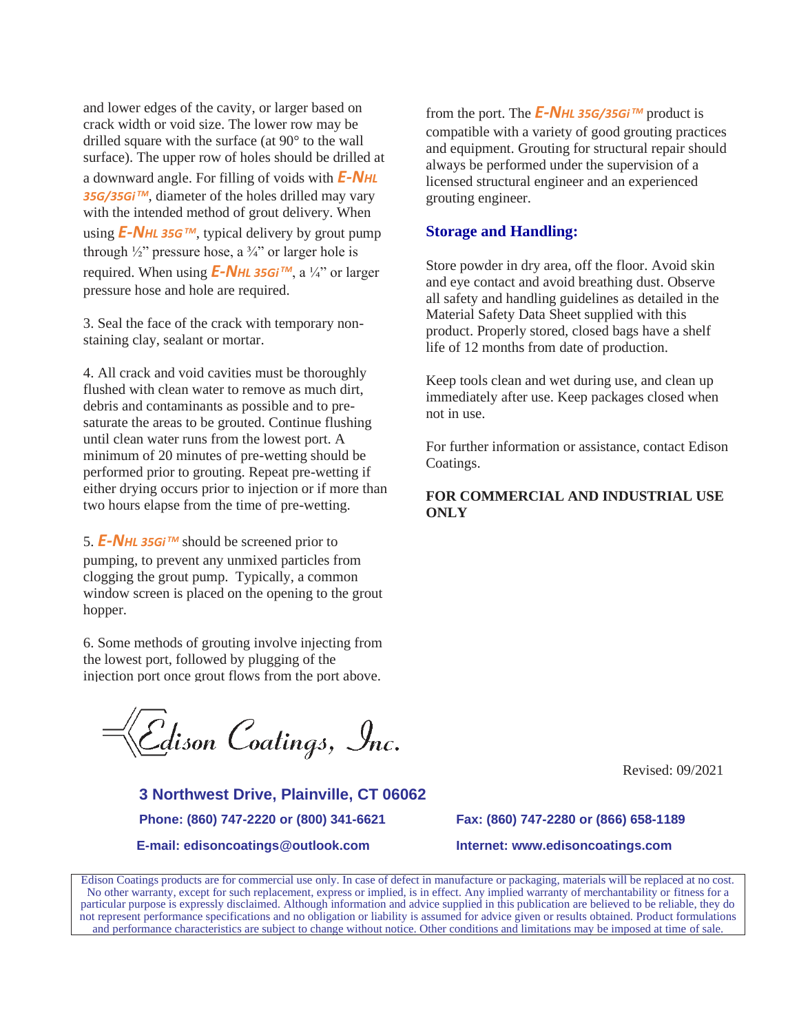and lower edges of the cavity, or larger based on crack width or void size. The lower row may be drilled square with the surface (at 90° to the wall surface). The upper row of holes should be drilled at a downward angle. For filling of voids with ***E-NHL 35G/35Gi™***, diameter of the holes drilled may vary with the intended method of grout delivery. When using ***E-NHL 35G™***, typical delivery by grout pump through ½" pressure hose, a ¾" or larger hole is required. When using ***E-NHL 35Gi™***, a ¼" or larger pressure hose and hole are required.

3. Seal the face of the crack with temporary non-staining clay, sealant or mortar.

4. All crack and void cavities must be thoroughly flushed with clean water to remove as much dirt, debris and contaminants as possible and to pre-saturate the areas to be grouted. Continue flushing until clean water runs from the lowest port. A minimum of 20 minutes of pre-wetting should be performed prior to grouting. Repeat pre-wetting if either drying occurs prior to injection or if more than two hours elapse from the time of pre-wetting.

5. ***E-NHL 35Gi™*** should be screened prior to pumping, to prevent any unmixed particles from clogging the grout pump. Typically, a common window screen is placed on the opening to the grout hopper.

6. Some methods of grouting involve injecting from the lowest port, followed by plugging of the injection port once grout flows from the port above. from the port. The ***E-NHL 35G/35Gi™*** product is compatible with a variety of good grouting practices and equipment. Grouting for structural repair should always be performed under the supervision of a licensed structural engineer and an experienced grouting engineer.

## Storage and Handling:

Store powder in dry area, off the floor. Avoid skin and eye contact and avoid breathing dust. Observe all safety and handling guidelines as detailed in the Material Safety Data Sheet supplied with this product. Properly stored, closed bags have a shelf life of 12 months from date of production.

Keep tools clean and wet during use, and clean up immediately after use. Keep packages closed when not in use.

For further information or assistance, contact Edison Coatings.

**FOR COMMERCIAL AND INDUSTRIAL USE ONLY**

Edison Coatings, Inc.

Revised: 09/2021

**3 Northwest Drive, Plainville, CT 06062**

**Phone: (860) 747-2220 or (800) 341-6621** **Fax: (860) 747-2280 or (866) 658-1189**

**E-mail: edisoncoatings@outlook.com** **Internet: www.edisoncoatings.com**

Edison Coatings products are for commercial use only. In case of defect in manufacture or packaging, materials will be replaced at no cost. No other warranty, except for such replacement, express or implied, is in effect. Any implied warranty of merchantability or fitness for a particular purpose is expressly disclaimed. Although information and advice supplied in this publication are believed to be reliable, they do not represent performance specifications and no obligation or liability is assumed for advice given or results obtained. Product formulations and performance characteristics are subject to change without notice. Other conditions and limitations may be imposed at time of sale.